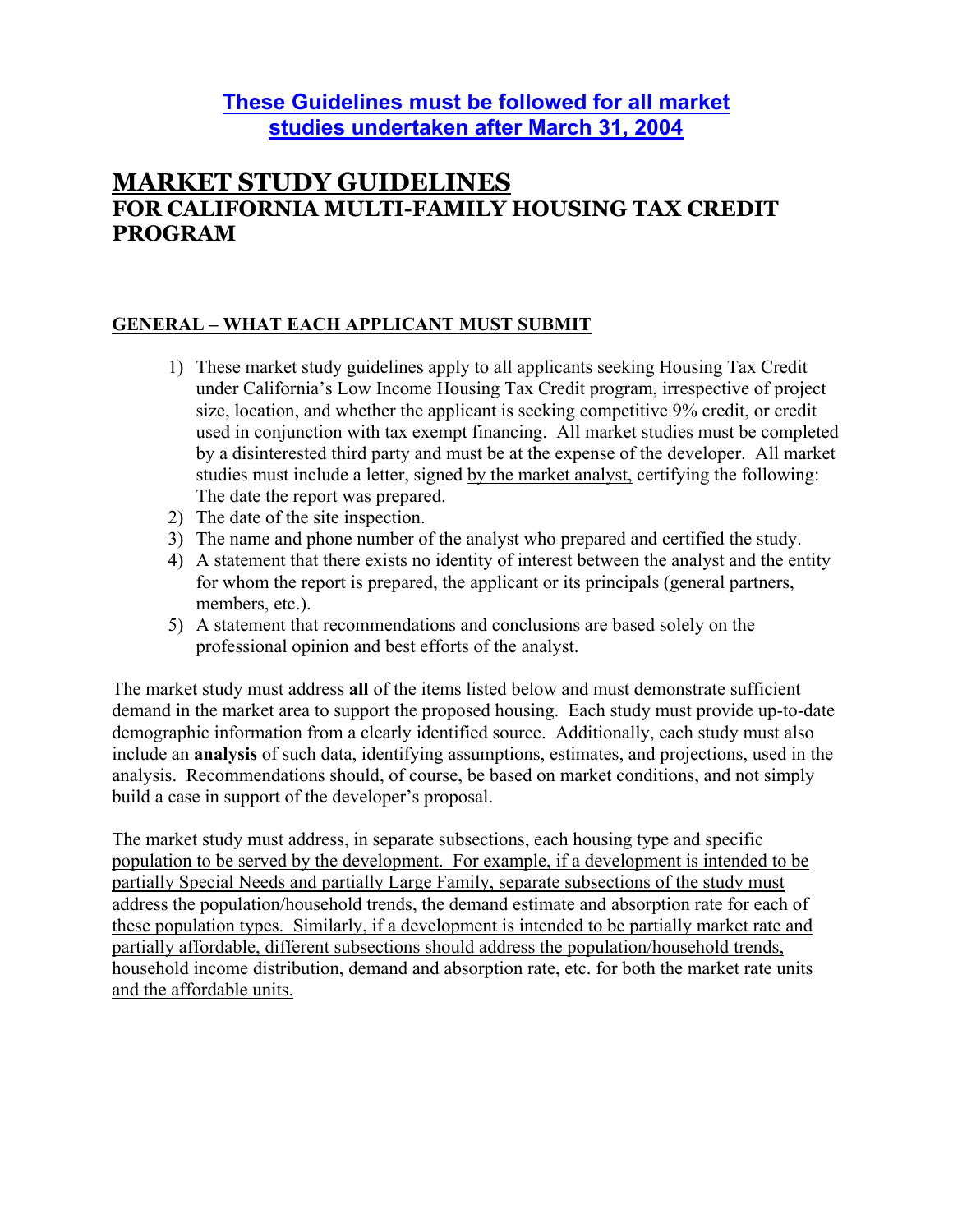**These Guidelines must be followed for all market studies undertaken after March 31, 2004**

# MARKET STUDY GUIDELINES

## FOR CALIFORNIA MULTI-FAMILY HOUSING TAX CREDIT PROGRAM

### GENERAL – WHAT EACH APPLICANT MUST SUBMIT

1) These market study guidelines apply to all applicants seeking Housing Tax Credit under California's Low Income Housing Tax Credit program, irrespective of project size, location, and whether the applicant is seeking competitive 9% credit, or credit used in conjunction with tax exempt financing. All market studies must be completed by a disinterested third party and must be at the expense of the developer. All market studies must include a letter, signed by the market analyst, certifying the following: The date the report was prepared.
2) The date of the site inspection.
3) The name and phone number of the analyst who prepared and certified the study.
4) A statement that there exists no identity of interest between the analyst and the entity for whom the report is prepared, the applicant or its principals (general partners, members, etc.).
5) A statement that recommendations and conclusions are based solely on the professional opinion and best efforts of the analyst.

The market study must address **all** of the items listed below and must demonstrate sufficient demand in the market area to support the proposed housing. Each study must provide up-to-date demographic information from a clearly identified source. Additionally, each study must also include an **analysis** of such data, identifying assumptions, estimates, and projections, used in the analysis. Recommendations should, of course, be based on market conditions, and not simply build a case in support of the developer's proposal.

The market study must address, in separate subsections, each housing type and specific population to be served by the development. For example, if a development is intended to be partially Special Needs and partially Large Family, separate subsections of the study must address the population/household trends, the demand estimate and absorption rate for each of these population types. Similarly, if a development is intended to be partially market rate and partially affordable, different subsections should address the population/household trends, household income distribution, demand and absorption rate, etc. for both the market rate units and the affordable units.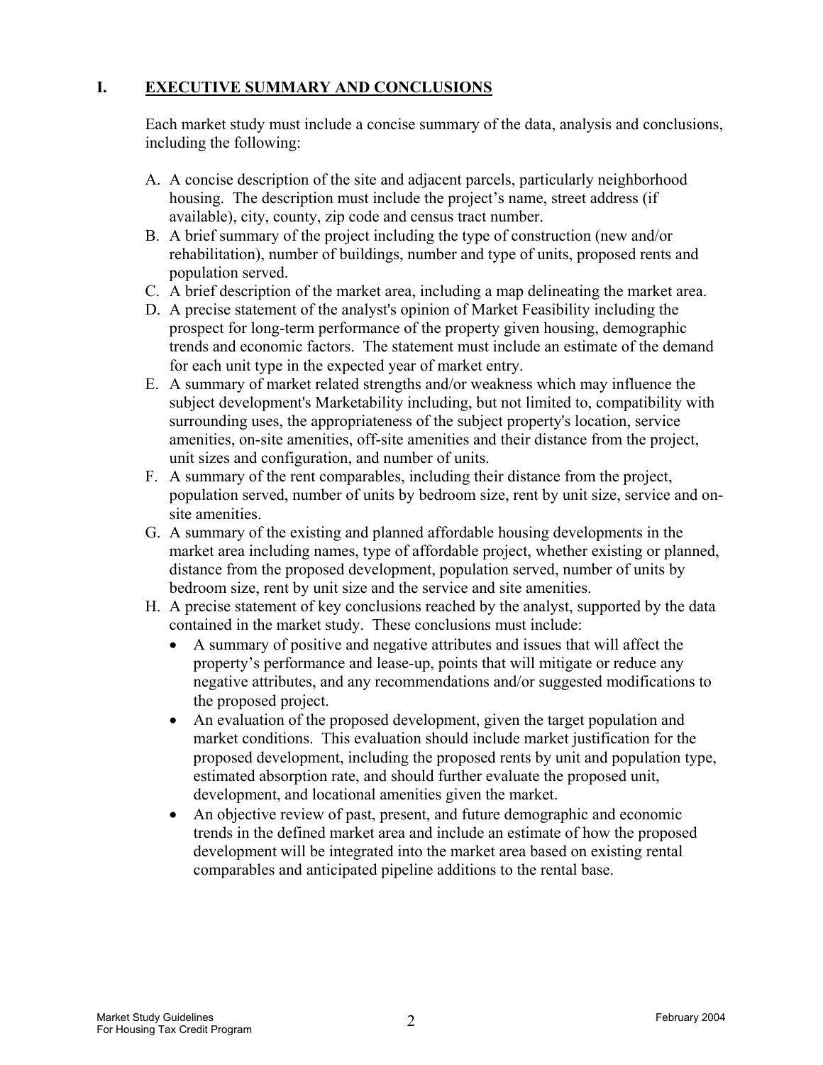## I. EXECUTIVE SUMMARY AND CONCLUSIONS

Each market study must include a concise summary of the data, analysis and conclusions, including the following:

A. A concise description of the site and adjacent parcels, particularly neighborhood housing. The description must include the project's name, street address (if available), city, county, zip code and census tract number.
B. A brief summary of the project including the type of construction (new and/or rehabilitation), number of buildings, number and type of units, proposed rents and population served.
C. A brief description of the market area, including a map delineating the market area.
D. A precise statement of the analyst's opinion of Market Feasibility including the prospect for long-term performance of the property given housing, demographic trends and economic factors. The statement must include an estimate of the demand for each unit type in the expected year of market entry.
E. A summary of market related strengths and/or weakness which may influence the subject development's Marketability including, but not limited to, compatibility with surrounding uses, the appropriateness of the subject property's location, service amenities, on-site amenities, off-site amenities and their distance from the project, unit sizes and configuration, and number of units.
F. A summary of the rent comparables, including their distance from the project, population served, number of units by bedroom size, rent by unit size, service and on-site amenities.
G. A summary of the existing and planned affordable housing developments in the market area including names, type of affordable project, whether existing or planned, distance from the proposed development, population served, number of units by bedroom size, rent by unit size and the service and site amenities.
H. A precise statement of key conclusions reached by the analyst, supported by the data contained in the market study. These conclusions must include:
   - A summary of positive and negative attributes and issues that will affect the property's performance and lease-up, points that will mitigate or reduce any negative attributes, and any recommendations and/or suggested modifications to the proposed project.
   - An evaluation of the proposed development, given the target population and market conditions. This evaluation should include market justification for the proposed development, including the proposed rents by unit and population type, estimated absorption rate, and should further evaluate the proposed unit, development, and locational amenities given the market.
   - An objective review of past, present, and future demographic and economic trends in the defined market area and include an estimate of how the proposed development will be integrated into the market area based on existing rental comparables and anticipated pipeline additions to the rental base.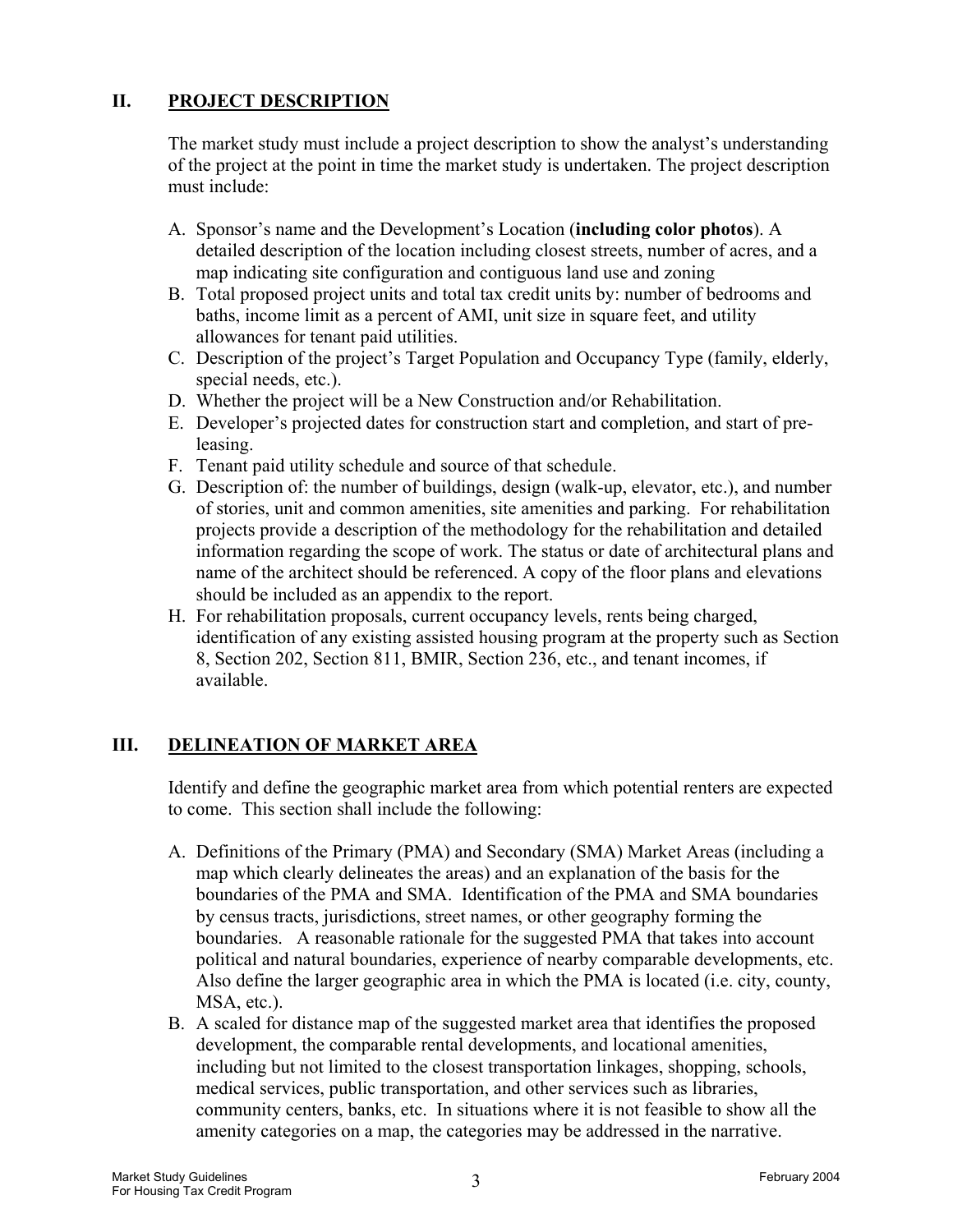## II. PROJECT DESCRIPTION

The market study must include a project description to show the analyst's understanding of the project at the point in time the market study is undertaken. The project description must include:

A. Sponsor's name and the Development's Location (**including color photos**). A detailed description of the location including closest streets, number of acres, and a map indicating site configuration and contiguous land use and zoning
B. Total proposed project units and total tax credit units by: number of bedrooms and baths, income limit as a percent of AMI, unit size in square feet, and utility allowances for tenant paid utilities.
C. Description of the project's Target Population and Occupancy Type (family, elderly, special needs, etc.).
D. Whether the project will be a New Construction and/or Rehabilitation.
E. Developer's projected dates for construction start and completion, and start of pre-leasing.
F. Tenant paid utility schedule and source of that schedule.
G. Description of: the number of buildings, design (walk-up, elevator, etc.), and number of stories, unit and common amenities, site amenities and parking. For rehabilitation projects provide a description of the methodology for the rehabilitation and detailed information regarding the scope of work. The status or date of architectural plans and name of the architect should be referenced. A copy of the floor plans and elevations should be included as an appendix to the report.
H. For rehabilitation proposals, current occupancy levels, rents being charged, identification of any existing assisted housing program at the property such as Section 8, Section 202, Section 811, BMIR, Section 236, etc., and tenant incomes, if available.

## III. DELINEATION OF MARKET AREA

Identify and define the geographic market area from which potential renters are expected to come. This section shall include the following:

A. Definitions of the Primary (PMA) and Secondary (SMA) Market Areas (including a map which clearly delineates the areas) and an explanation of the basis for the boundaries of the PMA and SMA. Identification of the PMA and SMA boundaries by census tracts, jurisdictions, street names, or other geography forming the boundaries. A reasonable rationale for the suggested PMA that takes into account political and natural boundaries, experience of nearby comparable developments, etc. Also define the larger geographic area in which the PMA is located (i.e. city, county, MSA, etc.).
B. A scaled for distance map of the suggested market area that identifies the proposed development, the comparable rental developments, and locational amenities, including but not limited to the closest transportation linkages, shopping, schools, medical services, public transportation, and other services such as libraries, community centers, banks, etc. In situations where it is not feasible to show all the amenity categories on a map, the categories may be addressed in the narrative.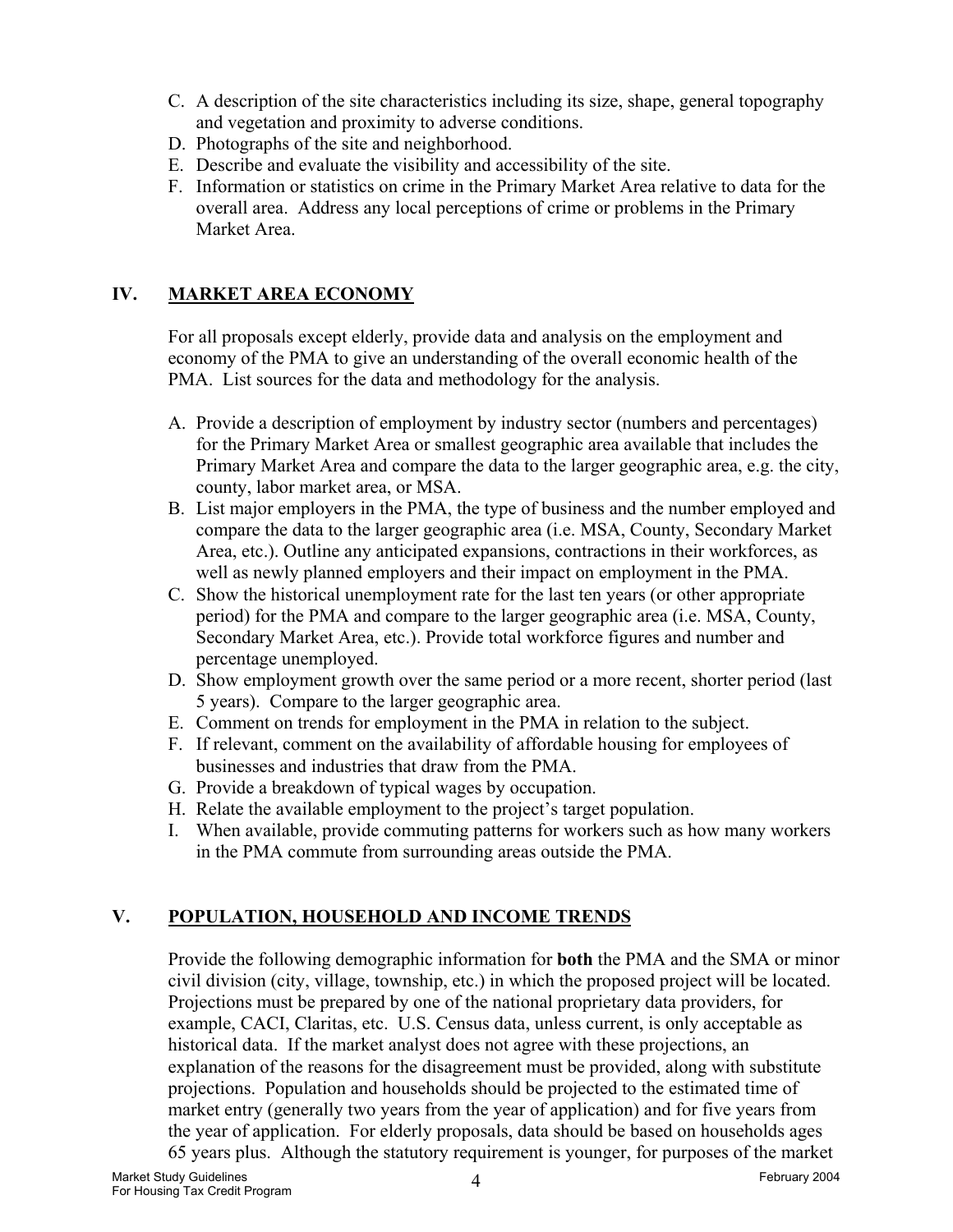C. A description of the site characteristics including its size, shape, general topography and vegetation and proximity to adverse conditions.
D. Photographs of the site and neighborhood.
E. Describe and evaluate the visibility and accessibility of the site.
F. Information or statistics on crime in the Primary Market Area relative to data for the overall area. Address any local perceptions of crime or problems in the Primary Market Area.

## IV. MARKET AREA ECONOMY

For all proposals except elderly, provide data and analysis on the employment and economy of the PMA to give an understanding of the overall economic health of the PMA. List sources for the data and methodology for the analysis.

A. Provide a description of employment by industry sector (numbers and percentages) for the Primary Market Area or smallest geographic area available that includes the Primary Market Area and compare the data to the larger geographic area, e.g. the city, county, labor market area, or MSA.
B. List major employers in the PMA, the type of business and the number employed and compare the data to the larger geographic area (i.e. MSA, County, Secondary Market Area, etc.). Outline any anticipated expansions, contractions in their workforces, as well as newly planned employers and their impact on employment in the PMA.
C. Show the historical unemployment rate for the last ten years (or other appropriate period) for the PMA and compare to the larger geographic area (i.e. MSA, County, Secondary Market Area, etc.). Provide total workforce figures and number and percentage unemployed.
D. Show employment growth over the same period or a more recent, shorter period (last 5 years). Compare to the larger geographic area.
E. Comment on trends for employment in the PMA in relation to the subject.
F. If relevant, comment on the availability of affordable housing for employees of businesses and industries that draw from the PMA.
G. Provide a breakdown of typical wages by occupation.
H. Relate the available employment to the project's target population.
I. When available, provide commuting patterns for workers such as how many workers in the PMA commute from surrounding areas outside the PMA.

## V. POPULATION, HOUSEHOLD AND INCOME TRENDS

Provide the following demographic information for **both** the PMA and the SMA or minor civil division (city, village, township, etc.) in which the proposed project will be located. Projections must be prepared by one of the national proprietary data providers, for example, CACI, Claritas, etc. U.S. Census data, unless current, is only acceptable as historical data. If the market analyst does not agree with these projections, an explanation of the reasons for the disagreement must be provided, along with substitute projections. Population and households should be projected to the estimated time of market entry (generally two years from the year of application) and for five years from the year of application. For elderly proposals, data should be based on households ages 65 years plus. Although the statutory requirement is younger, for purposes of the market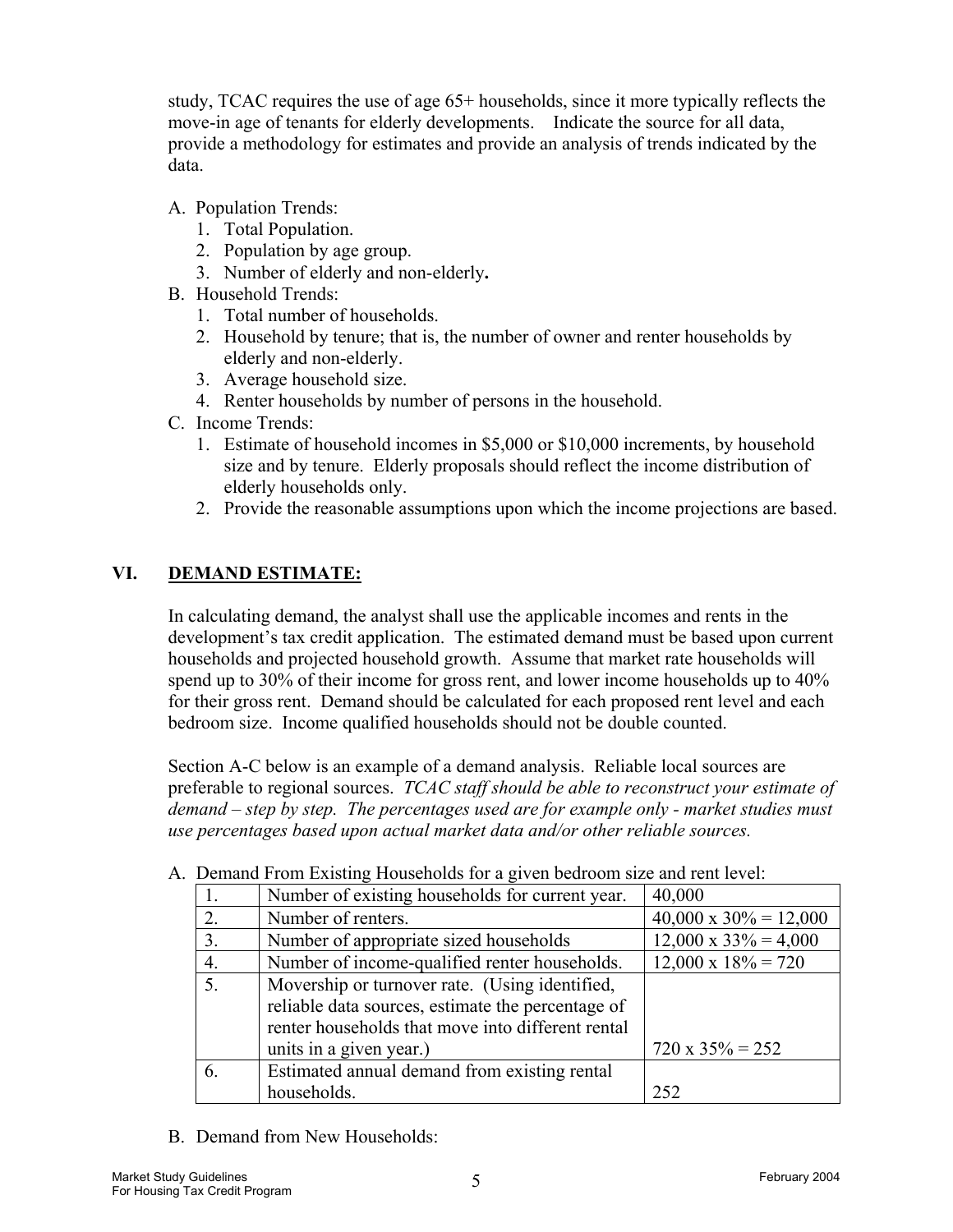study, TCAC requires the use of age 65+ households, since it more typically reflects the move-in age of tenants for elderly developments. Indicate the source for all data, provide a methodology for estimates and provide an analysis of trends indicated by the data.

A. Population Trends:
   1. Total Population.
   2. Population by age group.
   3. Number of elderly and non-elderly**.**
B. Household Trends:
   1. Total number of households.
   2. Household by tenure; that is, the number of owner and renter households by elderly and non-elderly.
   3. Average household size.
   4. Renter households by number of persons in the household.
C. Income Trends:
   1. Estimate of household incomes in $5,000 or $10,000 increments, by household size and by tenure. Elderly proposals should reflect the income distribution of elderly households only.
   2. Provide the reasonable assumptions upon which the income projections are based.

## VI. DEMAND ESTIMATE:

In calculating demand, the analyst shall use the applicable incomes and rents in the development's tax credit application. The estimated demand must be based upon current households and projected household growth. Assume that market rate households will spend up to 30% of their income for gross rent, and lower income households up to 40% for their gross rent. Demand should be calculated for each proposed rent level and each bedroom size. Income qualified households should not be double counted.

Section A-C below is an example of a demand analysis. Reliable local sources are preferable to regional sources. *TCAC staff should be able to reconstruct your estimate of demand – step by step. The percentages used are for example only - market studies must use percentages based upon actual market data and/or other reliable sources.*

A. Demand From Existing Households for a given bedroom size and rent level:

| 1. | Number of existing households for current year. | 40,000 |
|---|---|---|
| 2. | Number of renters. | 40,000 x 30% = 12,000 |
| 3. | Number of appropriate sized households | 12,000 x 33% = 4,000 |
| 4. | Number of income-qualified renter households. | 12,000 x 18% = 720 |
| 5. | Movership or turnover rate. (Using identified, reliable data sources, estimate the percentage of renter households that move into different rental units in a given year.) | 720 x 35% = 252 |
| 6. | Estimated annual demand from existing rental households. | 252 |

B. Demand from New Households: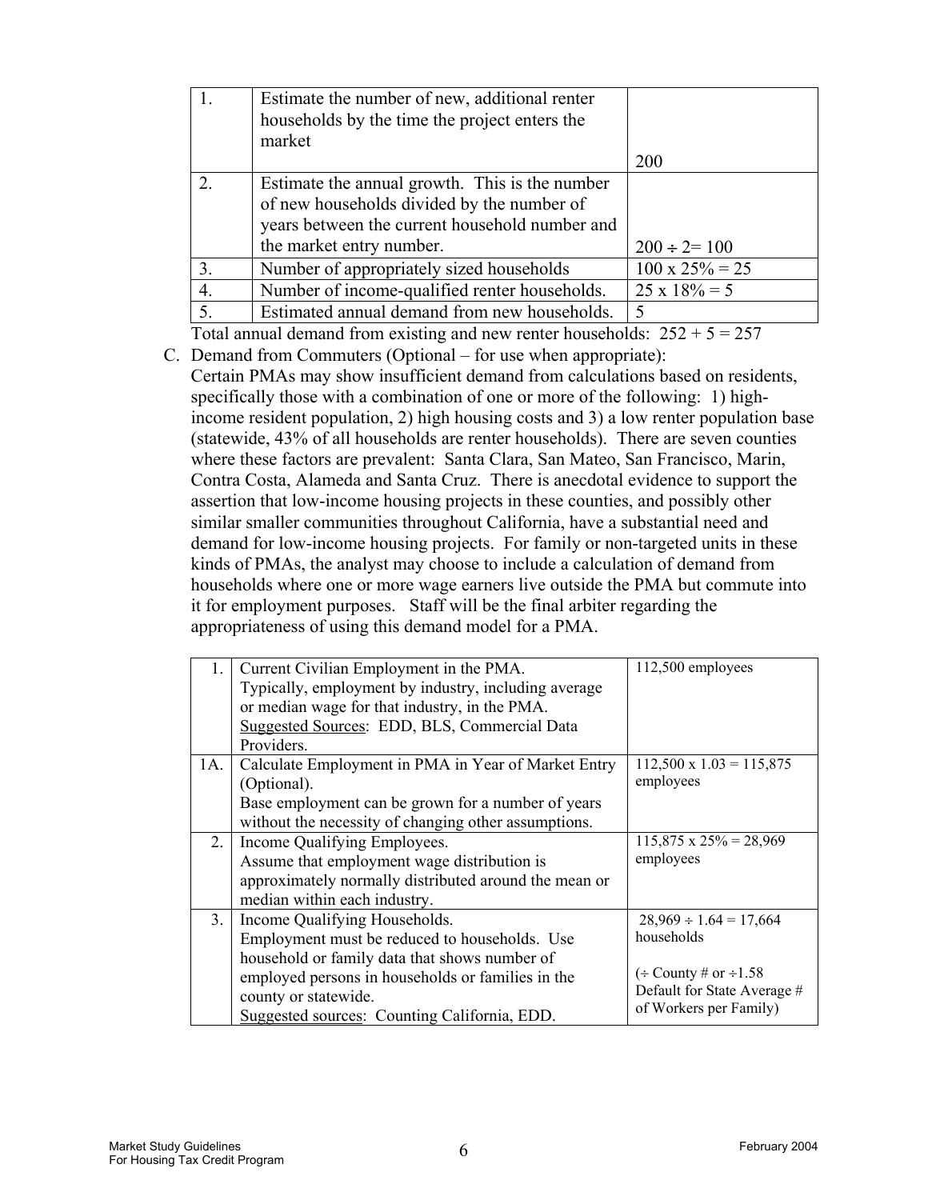| 1. | Estimate the number of new, additional renter households by the time the project enters the market | 200 |
|---|---|---|
| 2. | Estimate the annual growth. This is the number of new households divided by the number of years between the current household number and the market entry number. | 200 ÷ 2= 100 |
| 3. | Number of appropriately sized households | 100 x 25% = 25 |
| 4. | Number of income-qualified renter households. | 25 x 18% = 5 |
| 5. | Estimated annual demand from new households. | 5 |

Total annual demand from existing and new renter households: 252 + 5 = 257

C. Demand from Commuters (Optional – for use when appropriate):
Certain PMAs may show insufficient demand from calculations based on residents, specifically those with a combination of one or more of the following: 1) high-income resident population, 2) high housing costs and 3) a low renter population base (statewide, 43% of all households are renter households). There are seven counties where these factors are prevalent: Santa Clara, San Mateo, San Francisco, Marin, Contra Costa, Alameda and Santa Cruz. There is anecdotal evidence to support the assertion that low-income housing projects in these counties, and possibly other similar smaller communities throughout California, have a substantial need and demand for low-income housing projects. For family or non-targeted units in these kinds of PMAs, the analyst may choose to include a calculation of demand from households where one or more wage earners live outside the PMA but commute into it for employment purposes. Staff will be the final arbiter regarding the appropriateness of using this demand model for a PMA.

| 1. | Current Civilian Employment in the PMA. Typically, employment by industry, including average or median wage for that industry, in the PMA. Suggested Sources: EDD, BLS, Commercial Data Providers. | 112,500 employees |
|---|---|---|
| 1A. | Calculate Employment in PMA in Year of Market Entry (Optional). Base employment can be grown for a number of years without the necessity of changing other assumptions. | 112,500 x 1.03 = 115,875 employees |
| 2. | Income Qualifying Employees. Assume that employment wage distribution is approximately normally distributed around the mean or median within each industry. | 115,875 x 25% = 28,969 employees |
| 3. | Income Qualifying Households. Employment must be reduced to households. Use household or family data that shows number of employed persons in households or families in the county or statewide. Suggested sources: Counting California, EDD. | 28,969 ÷ 1.64 = 17,664 households (÷ County # or ÷1.58 Default for State Average # of Workers per Family) |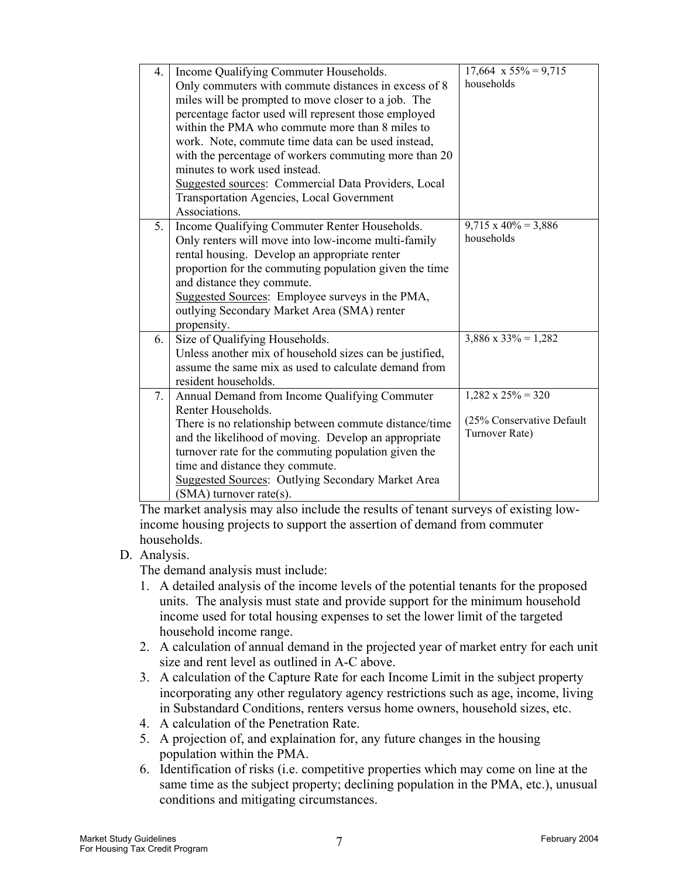| | | |
|---|---|---|
| 4. | Income Qualifying Commuter Households.<br>Only commuters with commute distances in excess of 8 miles will be prompted to move closer to a job. The percentage factor used will represent those employed within the PMA who commute more than 8 miles to work. Note, commute time data can be used instead, with the percentage of workers commuting more than 20 minutes to work used instead.<br><u>Suggested sources</u>: Commercial Data Providers, Local Transportation Agencies, Local Government Associations. | 17,664 x 55% = 9,715 households |
| 5. | Income Qualifying Commuter Renter Households.<br>Only renters will move into low-income multi-family rental housing. Develop an appropriate renter proportion for the commuting population given the time and distance they commute.<br><u>Suggested Sources</u>: Employee surveys in the PMA, outlying Secondary Market Area (SMA) renter propensity. | 9,715 x 40% = 3,886 households |
| 6. | Size of Qualifying Households.<br>Unless another mix of household sizes can be justified, assume the same mix as used to calculate demand from resident households. | 3,886 x 33% = 1,282 |
| 7. | Annual Demand from Income Qualifying Commuter Renter Households.<br>There is no relationship between commute distance/time and the likelihood of moving. Develop an appropriate turnover rate for the commuting population given the time and distance they commute.<br><u>Suggested Sources</u>: Outlying Secondary Market Area (SMA) turnover rate(s). | 1,282 x 25% = 320<br><br>(25% Conservative Default Turnover Rate) |

The market analysis may also include the results of tenant surveys of existing low-income housing projects to support the assertion of demand from commuter households.

D. Analysis.

The demand analysis must include:

1. A detailed analysis of the income levels of the potential tenants for the proposed units. The analysis must state and provide support for the minimum household income used for total housing expenses to set the lower limit of the targeted household income range.
2. A calculation of annual demand in the projected year of market entry for each unit size and rent level as outlined in A-C above.
3. A calculation of the Capture Rate for each Income Limit in the subject property incorporating any other regulatory agency restrictions such as age, income, living in Substandard Conditions, renters versus home owners, household sizes, etc.
4. A calculation of the Penetration Rate.
5. A projection of, and explaination for, any future changes in the housing population within the PMA.
6. Identification of risks (i.e. competitive properties which may come on line at the same time as the subject property; declining population in the PMA, etc.), unusual conditions and mitigating circumstances.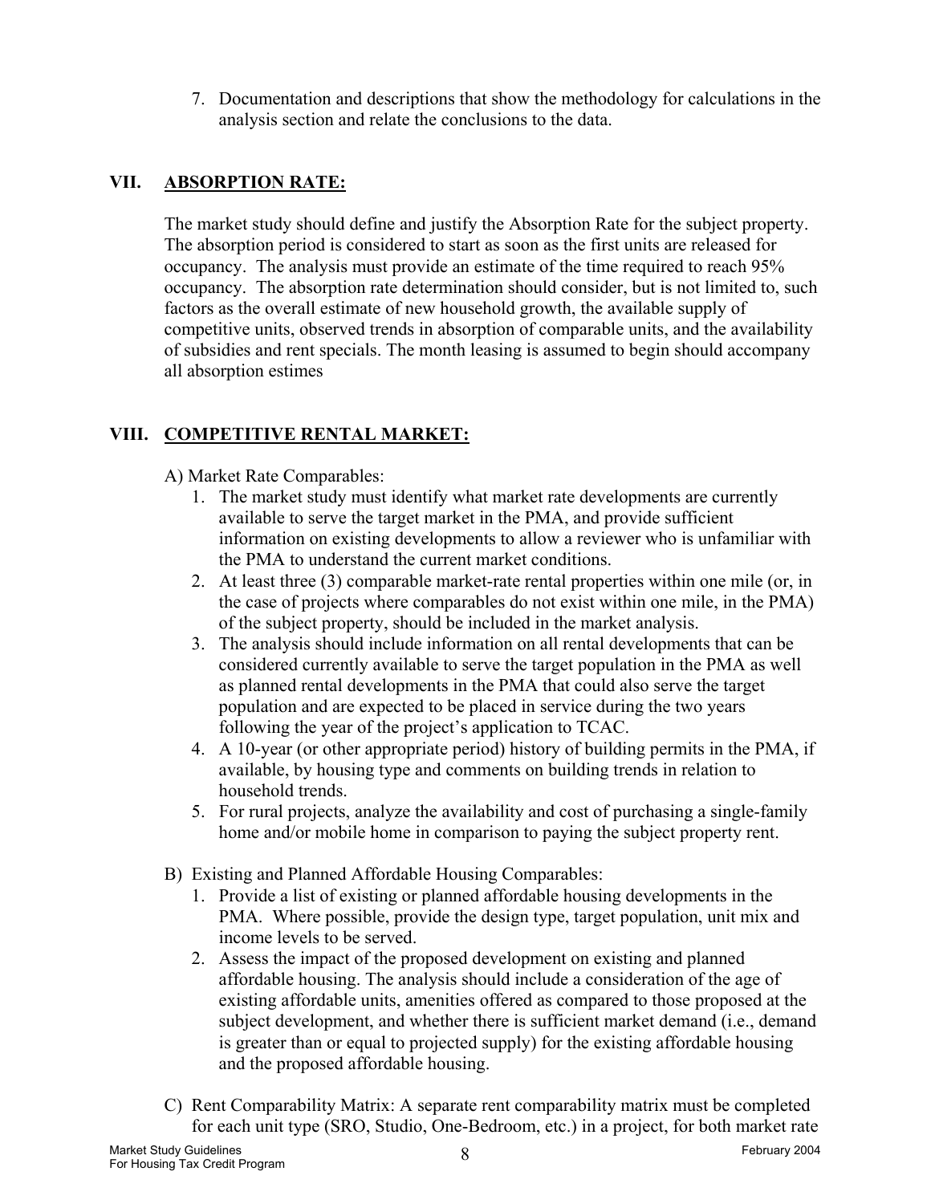7. Documentation and descriptions that show the methodology for calculations in the analysis section and relate the conclusions to the data.

## VII. ABSORPTION RATE:

The market study should define and justify the Absorption Rate for the subject property. The absorption period is considered to start as soon as the first units are released for occupancy. The analysis must provide an estimate of the time required to reach 95% occupancy. The absorption rate determination should consider, but is not limited to, such factors as the overall estimate of new household growth, the available supply of competitive units, observed trends in absorption of comparable units, and the availability of subsidies and rent specials. The month leasing is assumed to begin should accompany all absorption estimes

## VIII. COMPETITIVE RENTAL MARKET:

A) Market Rate Comparables:

1. The market study must identify what market rate developments are currently available to serve the target market in the PMA, and provide sufficient information on existing developments to allow a reviewer who is unfamiliar with the PMA to understand the current market conditions.
2. At least three (3) comparable market-rate rental properties within one mile (or, in the case of projects where comparables do not exist within one mile, in the PMA) of the subject property, should be included in the market analysis.
3. The analysis should include information on all rental developments that can be considered currently available to serve the target population in the PMA as well as planned rental developments in the PMA that could also serve the target population and are expected to be placed in service during the two years following the year of the project's application to TCAC.
4. A 10-year (or other appropriate period) history of building permits in the PMA, if available, by housing type and comments on building trends in relation to household trends.
5. For rural projects, analyze the availability and cost of purchasing a single-family home and/or mobile home in comparison to paying the subject property rent.

B) Existing and Planned Affordable Housing Comparables:

1. Provide a list of existing or planned affordable housing developments in the PMA. Where possible, provide the design type, target population, unit mix and income levels to be served.
2. Assess the impact of the proposed development on existing and planned affordable housing. The analysis should include a consideration of the age of existing affordable units, amenities offered as compared to those proposed at the subject development, and whether there is sufficient market demand (i.e., demand is greater than or equal to projected supply) for the existing affordable housing and the proposed affordable housing.

C) Rent Comparability Matrix: A separate rent comparability matrix must be completed for each unit type (SRO, Studio, One-Bedroom, etc.) in a project, for both market rate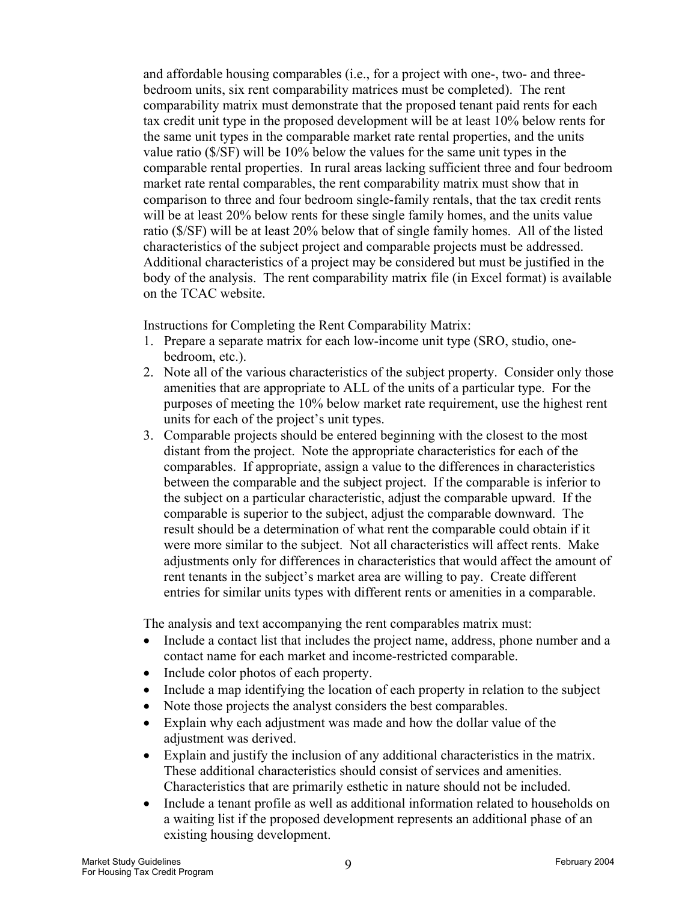and affordable housing comparables (i.e., for a project with one-, two- and three-bedroom units, six rent comparability matrices must be completed). The rent comparability matrix must demonstrate that the proposed tenant paid rents for each tax credit unit type in the proposed development will be at least 10% below rents for the same unit types in the comparable market rate rental properties, and the units value ratio ($/SF) will be 10% below the values for the same unit types in the comparable rental properties. In rural areas lacking sufficient three and four bedroom market rate rental comparables, the rent comparability matrix must show that in comparison to three and four bedroom single-family rentals, that the tax credit rents will be at least 20% below rents for these single family homes, and the units value ratio ($/SF) will be at least 20% below that of single family homes. All of the listed characteristics of the subject project and comparable projects must be addressed. Additional characteristics of a project may be considered but must be justified in the body of the analysis. The rent comparability matrix file (in Excel format) is available on the TCAC website.

Instructions for Completing the Rent Comparability Matrix:

1. Prepare a separate matrix for each low-income unit type (SRO, studio, one-bedroom, etc.).
2. Note all of the various characteristics of the subject property. Consider only those amenities that are appropriate to ALL of the units of a particular type. For the purposes of meeting the 10% below market rate requirement, use the highest rent units for each of the project's unit types.
3. Comparable projects should be entered beginning with the closest to the most distant from the project. Note the appropriate characteristics for each of the comparables. If appropriate, assign a value to the differences in characteristics between the comparable and the subject project. If the comparable is inferior to the subject on a particular characteristic, adjust the comparable upward. If the comparable is superior to the subject, adjust the comparable downward. The result should be a determination of what rent the comparable could obtain if it were more similar to the subject. Not all characteristics will affect rents. Make adjustments only for differences in characteristics that would affect the amount of rent tenants in the subject's market area are willing to pay. Create different entries for similar units types with different rents or amenities in a comparable.

The analysis and text accompanying the rent comparables matrix must:

- Include a contact list that includes the project name, address, phone number and a contact name for each market and income-restricted comparable.
- Include color photos of each property.
- Include a map identifying the location of each property in relation to the subject
- Note those projects the analyst considers the best comparables.
- Explain why each adjustment was made and how the dollar value of the adjustment was derived.
- Explain and justify the inclusion of any additional characteristics in the matrix. These additional characteristics should consist of services and amenities. Characteristics that are primarily esthetic in nature should not be included.
- Include a tenant profile as well as additional information related to households on a waiting list if the proposed development represents an additional phase of an existing housing development.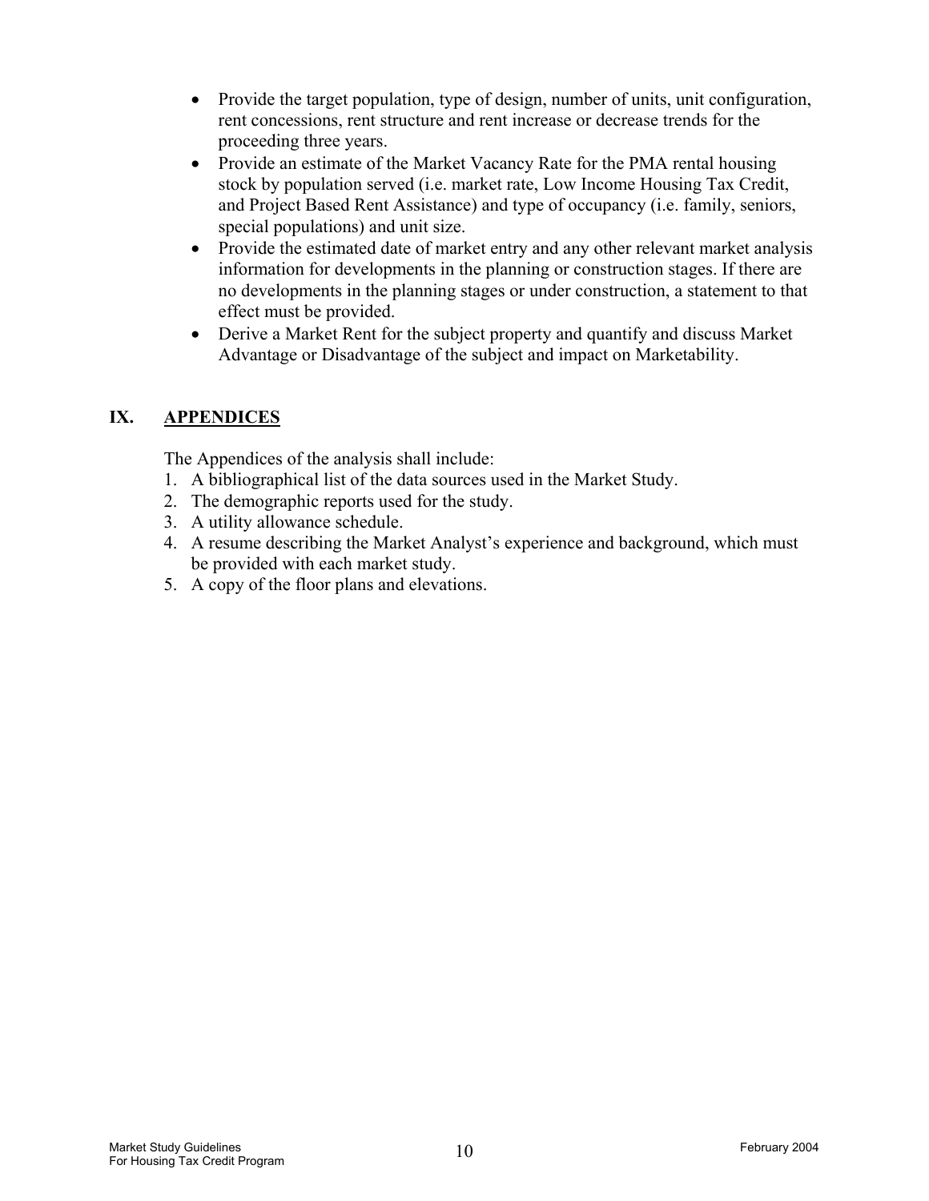- Provide the target population, type of design, number of units, unit configuration, rent concessions, rent structure and rent increase or decrease trends for the proceeding three years.
- Provide an estimate of the Market Vacancy Rate for the PMA rental housing stock by population served (i.e. market rate, Low Income Housing Tax Credit, and Project Based Rent Assistance) and type of occupancy (i.e. family, seniors, special populations) and unit size.
- Provide the estimated date of market entry and any other relevant market analysis information for developments in the planning or construction stages. If there are no developments in the planning stages or under construction, a statement to that effect must be provided.
- Derive a Market Rent for the subject property and quantify and discuss Market Advantage or Disadvantage of the subject and impact on Marketability.

## IX. APPENDICES

The Appendices of the analysis shall include:

1. A bibliographical list of the data sources used in the Market Study.
2. The demographic reports used for the study.
3. A utility allowance schedule.
4. A resume describing the Market Analyst's experience and background, which must be provided with each market study.
5. A copy of the floor plans and elevations.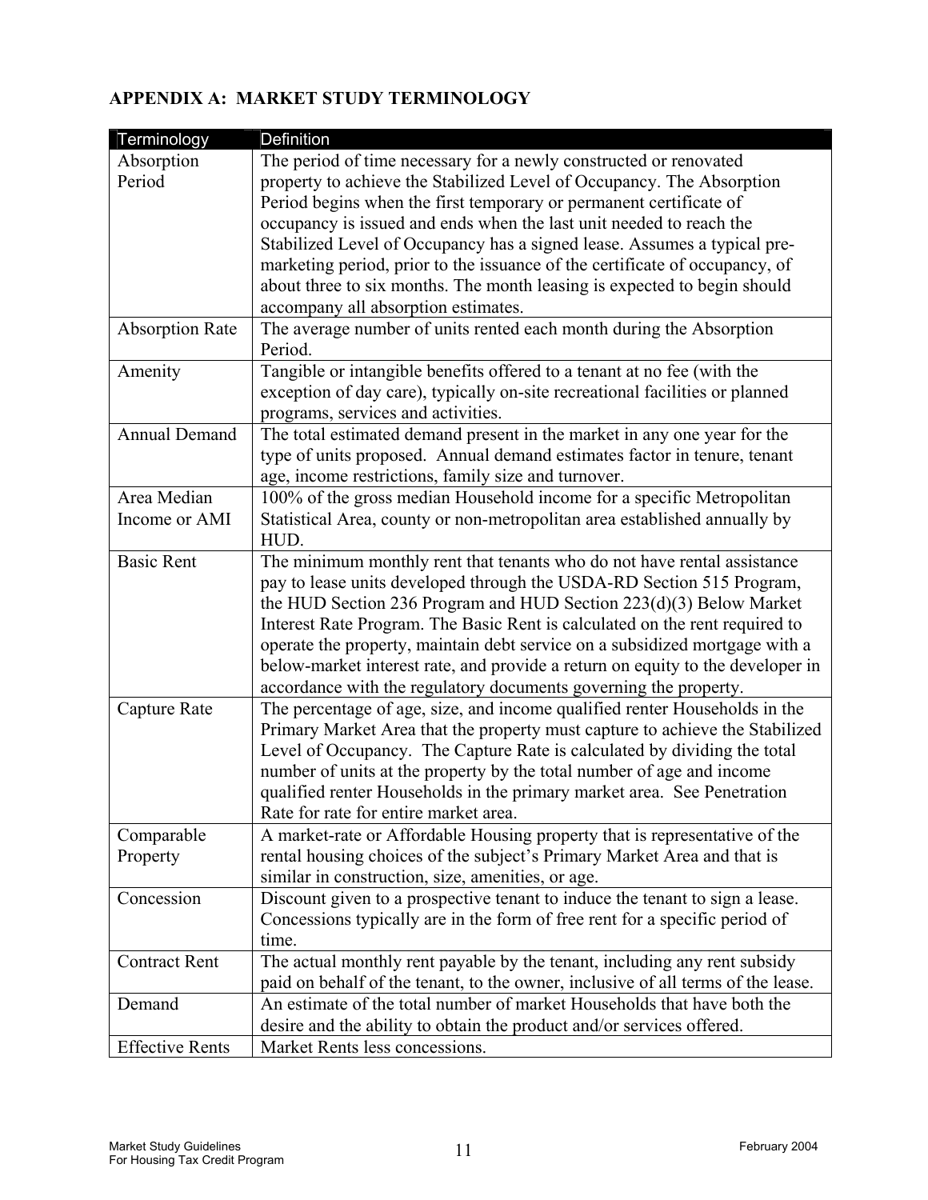## APPENDIX A: MARKET STUDY TERMINOLOGY

| Terminology | Definition |
|---|---|
| Absorption Period | The period of time necessary for a newly constructed or renovated property to achieve the Stabilized Level of Occupancy. The Absorption Period begins when the first temporary or permanent certificate of occupancy is issued and ends when the last unit needed to reach the Stabilized Level of Occupancy has a signed lease. Assumes a typical pre-marketing period, prior to the issuance of the certificate of occupancy, of about three to six months. The month leasing is expected to begin should accompany all absorption estimates. |
| Absorption Rate | The average number of units rented each month during the Absorption Period. |
| Amenity | Tangible or intangible benefits offered to a tenant at no fee (with the exception of day care), typically on-site recreational facilities or planned programs, services and activities. |
| Annual Demand | The total estimated demand present in the market in any one year for the type of units proposed. Annual demand estimates factor in tenure, tenant age, income restrictions, family size and turnover. |
| Area Median Income or AMI | 100% of the gross median Household income for a specific Metropolitan Statistical Area, county or non-metropolitan area established annually by HUD. |
| Basic Rent | The minimum monthly rent that tenants who do not have rental assistance pay to lease units developed through the USDA-RD Section 515 Program, the HUD Section 236 Program and HUD Section 223(d)(3) Below Market Interest Rate Program. The Basic Rent is calculated on the rent required to operate the property, maintain debt service on a subsidized mortgage with a below-market interest rate, and provide a return on equity to the developer in accordance with the regulatory documents governing the property. |
| Capture Rate | The percentage of age, size, and income qualified renter Households in the Primary Market Area that the property must capture to achieve the Stabilized Level of Occupancy. The Capture Rate is calculated by dividing the total number of units at the property by the total number of age and income qualified renter Households in the primary market area. See Penetration Rate for rate for entire market area. |
| Comparable Property | A market-rate or Affordable Housing property that is representative of the rental housing choices of the subject's Primary Market Area and that is similar in construction, size, amenities, or age. |
| Concession | Discount given to a prospective tenant to induce the tenant to sign a lease. Concessions typically are in the form of free rent for a specific period of time. |
| Contract Rent | The actual monthly rent payable by the tenant, including any rent subsidy paid on behalf of the tenant, to the owner, inclusive of all terms of the lease. |
| Demand | An estimate of the total number of market Households that have both the desire and the ability to obtain the product and/or services offered. |
| Effective Rents | Market Rents less concessions. |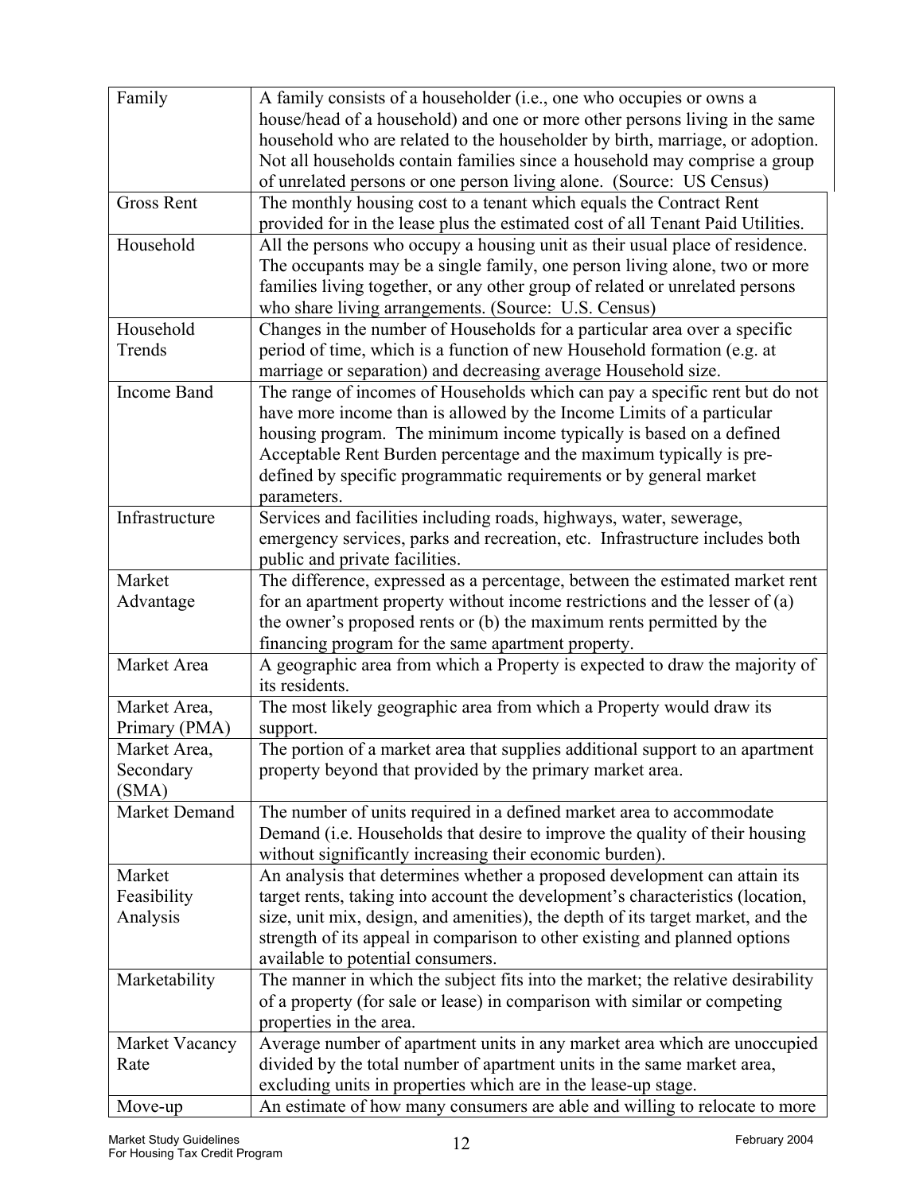| | |
|---|---|
| Family | A family consists of a householder (i.e., one who occupies or owns a house/head of a household) and one or more other persons living in the same household who are related to the householder by birth, marriage, or adoption. Not all households contain families since a household may comprise a group of unrelated persons or one person living alone. (Source: US Census) |
| Gross Rent | The monthly housing cost to a tenant which equals the Contract Rent provided for in the lease plus the estimated cost of all Tenant Paid Utilities. |
| Household | All the persons who occupy a housing unit as their usual place of residence. The occupants may be a single family, one person living alone, two or more families living together, or any other group of related or unrelated persons who share living arrangements. (Source: U.S. Census) |
| Household Trends | Changes in the number of Households for a particular area over a specific period of time, which is a function of new Household formation (e.g. at marriage or separation) and decreasing average Household size. |
| Income Band | The range of incomes of Households which can pay a specific rent but do not have more income than is allowed by the Income Limits of a particular housing program. The minimum income typically is based on a defined Acceptable Rent Burden percentage and the maximum typically is pre-defined by specific programmatic requirements or by general market parameters. |
| Infrastructure | Services and facilities including roads, highways, water, sewerage, emergency services, parks and recreation, etc. Infrastructure includes both public and private facilities. |
| Market Advantage | The difference, expressed as a percentage, between the estimated market rent for an apartment property without income restrictions and the lesser of (a) the owner's proposed rents or (b) the maximum rents permitted by the financing program for the same apartment property. |
| Market Area | A geographic area from which a Property is expected to draw the majority of its residents. |
| Market Area, Primary (PMA) | The most likely geographic area from which a Property would draw its support. |
| Market Area, Secondary (SMA) | The portion of a market area that supplies additional support to an apartment property beyond that provided by the primary market area. |
| Market Demand | The number of units required in a defined market area to accommodate Demand (i.e. Households that desire to improve the quality of their housing without significantly increasing their economic burden). |
| Market Feasibility Analysis | An analysis that determines whether a proposed development can attain its target rents, taking into account the development's characteristics (location, size, unit mix, design, and amenities), the depth of its target market, and the strength of its appeal in comparison to other existing and planned options available to potential consumers. |
| Marketability | The manner in which the subject fits into the market; the relative desirability of a property (for sale or lease) in comparison with similar or competing properties in the area. |
| Market Vacancy Rate | Average number of apartment units in any market area which are unoccupied divided by the total number of apartment units in the same market area, excluding units in properties which are in the lease-up stage. |
| Move-up | An estimate of how many consumers are able and willing to relocate to more |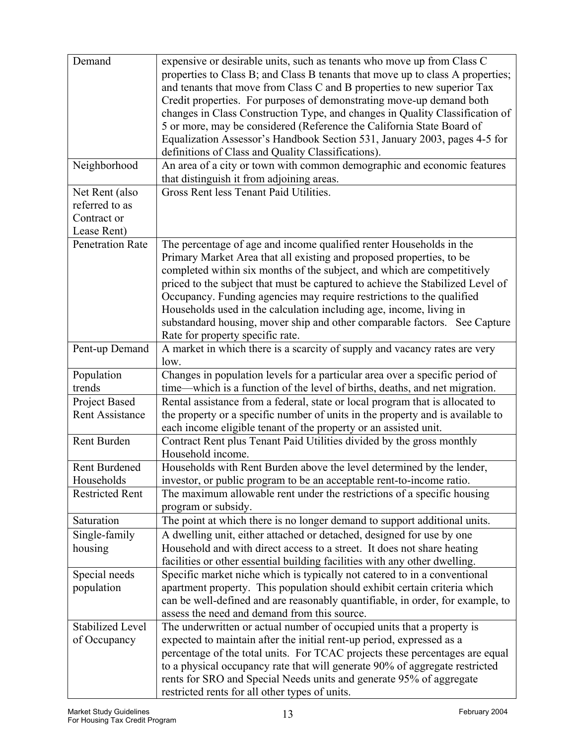| | |
|---|---|
| Demand | expensive or desirable units, such as tenants who move up from Class C properties to Class B; and Class B tenants that move up to class A properties; and tenants that move from Class C and B properties to new superior Tax Credit properties. For purposes of demonstrating move-up demand both changes in Class Construction Type, and changes in Quality Classification of 5 or more, may be considered (Reference the California State Board of Equalization Assessor's Handbook Section 531, January 2003, pages 4-5 for definitions of Class and Quality Classifications). |
| Neighborhood | An area of a city or town with common demographic and economic features that distinguish it from adjoining areas. |
| Net Rent (also referred to as Contract or Lease Rent) | Gross Rent less Tenant Paid Utilities. |
| Penetration Rate | The percentage of age and income qualified renter Households in the Primary Market Area that all existing and proposed properties, to be completed within six months of the subject, and which are competitively priced to the subject that must be captured to achieve the Stabilized Level of Occupancy. Funding agencies may require restrictions to the qualified Households used in the calculation including age, income, living in substandard housing, mover ship and other comparable factors. See Capture Rate for property specific rate. |
| Pent-up Demand | A market in which there is a scarcity of supply and vacancy rates are very low. |
| Population trends | Changes in population levels for a particular area over a specific period of time—which is a function of the level of births, deaths, and net migration. |
| Project Based Rent Assistance | Rental assistance from a federal, state or local program that is allocated to the property or a specific number of units in the property and is available to each income eligible tenant of the property or an assisted unit. |
| Rent Burden | Contract Rent plus Tenant Paid Utilities divided by the gross monthly Household income. |
| Rent Burdened Households | Households with Rent Burden above the level determined by the lender, investor, or public program to be an acceptable rent-to-income ratio. |
| Restricted Rent | The maximum allowable rent under the restrictions of a specific housing program or subsidy. |
| Saturation | The point at which there is no longer demand to support additional units. |
| Single-family housing | A dwelling unit, either attached or detached, designed for use by one Household and with direct access to a street. It does not share heating facilities or other essential building facilities with any other dwelling. |
| Special needs population | Specific market niche which is typically not catered to in a conventional apartment property. This population should exhibit certain criteria which can be well-defined and are reasonably quantifiable, in order, for example, to assess the need and demand from this source. |
| Stabilized Level of Occupancy | The underwritten or actual number of occupied units that a property is expected to maintain after the initial rent-up period, expressed as a percentage of the total units. For TCAC projects these percentages are equal to a physical occupancy rate that will generate 90% of aggregate restricted rents for SRO and Special Needs units and generate 95% of aggregate restricted rents for all other types of units. |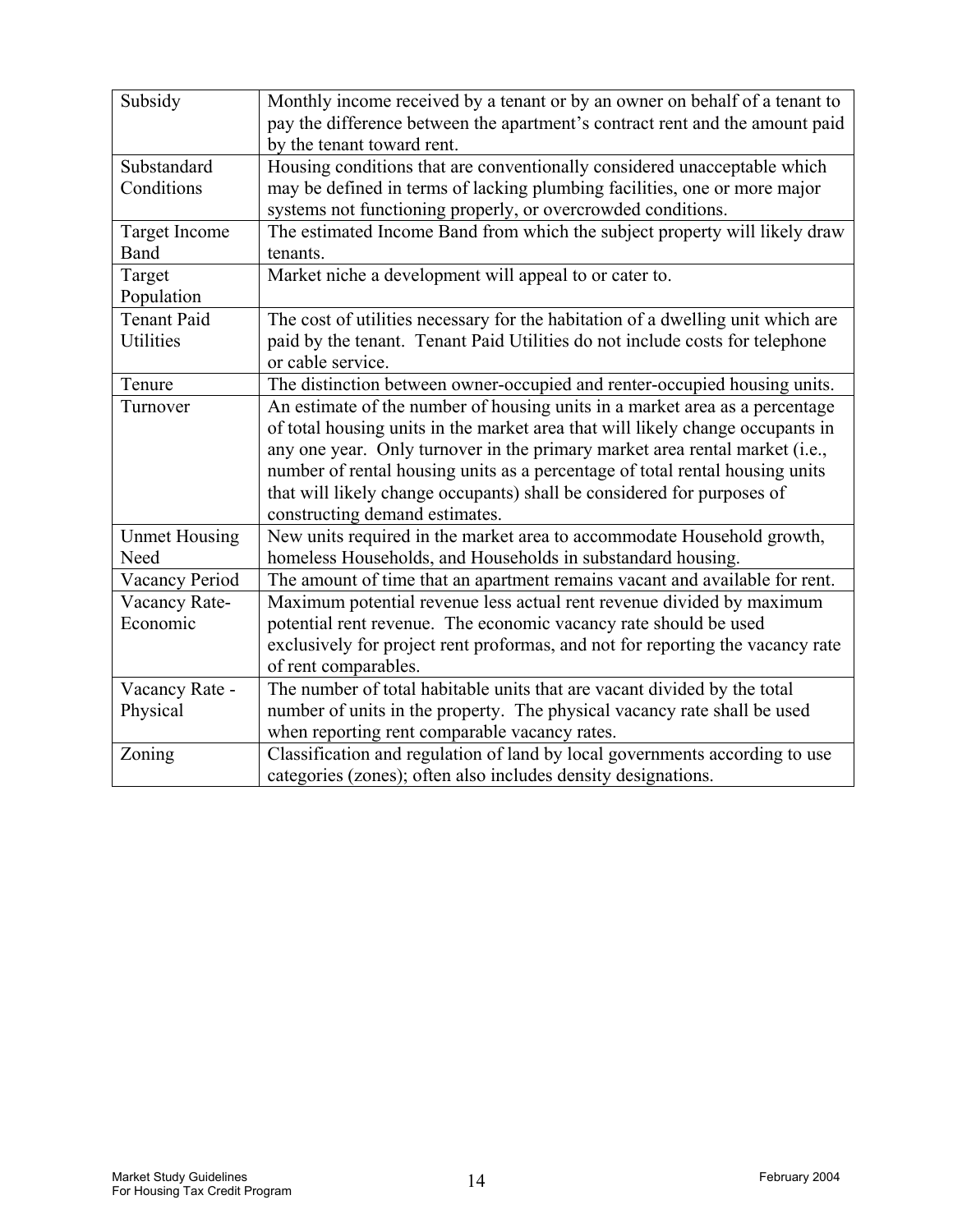| | |
|---|---|
| Subsidy | Monthly income received by a tenant or by an owner on behalf of a tenant to pay the difference between the apartment's contract rent and the amount paid by the tenant toward rent. |
| Substandard Conditions | Housing conditions that are conventionally considered unacceptable which may be defined in terms of lacking plumbing facilities, one or more major systems not functioning properly, or overcrowded conditions. |
| Target Income Band | The estimated Income Band from which the subject property will likely draw tenants. |
| Target Population | Market niche a development will appeal to or cater to. |
| Tenant Paid Utilities | The cost of utilities necessary for the habitation of a dwelling unit which are paid by the tenant. Tenant Paid Utilities do not include costs for telephone or cable service. |
| Tenure | The distinction between owner-occupied and renter-occupied housing units. |
| Turnover | An estimate of the number of housing units in a market area as a percentage of total housing units in the market area that will likely change occupants in any one year. Only turnover in the primary market area rental market (i.e., number of rental housing units as a percentage of total rental housing units that will likely change occupants) shall be considered for purposes of constructing demand estimates. |
| Unmet Housing Need | New units required in the market area to accommodate Household growth, homeless Households, and Households in substandard housing. |
| Vacancy Period | The amount of time that an apartment remains vacant and available for rent. |
| Vacancy Rate-Economic | Maximum potential revenue less actual rent revenue divided by maximum potential rent revenue. The economic vacancy rate should be used exclusively for project rent proformas, and not for reporting the vacancy rate of rent comparables. |
| Vacancy Rate - Physical | The number of total habitable units that are vacant divided by the total number of units in the property. The physical vacancy rate shall be used when reporting rent comparable vacancy rates. |
| Zoning | Classification and regulation of land by local governments according to use categories (zones); often also includes density designations. |